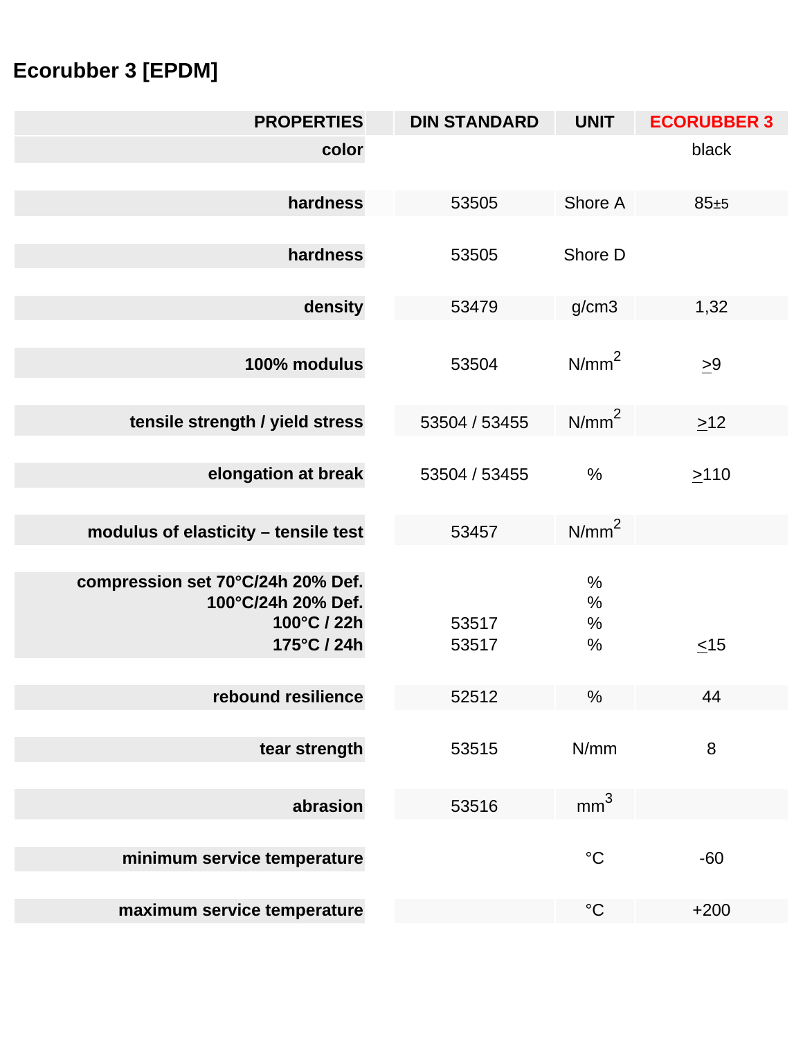# Ecorubber 3 [EPDM]

| PROPERTIES | DIN STANDARD | UNIT | ECORUBBER 3 |
|---|---|---|---|
| color | | | black |
| hardness | 53505 | Shore A | 85±5 |
| hardness | 53505 | Shore D | |
| density | 53479 | g/cm3 | 1,32 |
| 100% modulus | 53504 | N/mm$^2$ | ≥9 |
| tensile strength / yield stress | 53504 / 53455 | N/mm$^2$ | ≥12 |
| elongation at break | 53504 / 53455 | % | ≥110 |
| modulus of elasticity – tensile test | 53457 | N/mm$^2$ | |
| compression set 70°C/24h 20% Def. | | % | |
| 100°C/24h 20% Def. | | % | |
| 100°C / 22h | 53517 | % | |
| 175°C / 24h | 53517 | % | ≤15 |
| rebound resilience | 52512 | % | 44 |
| tear strength | 53515 | N/mm | 8 |
| abrasion | 53516 | mm$^3$ | |
| minimum service temperature | | °C | -60 |
| maximum service temperature | | °C | +200 |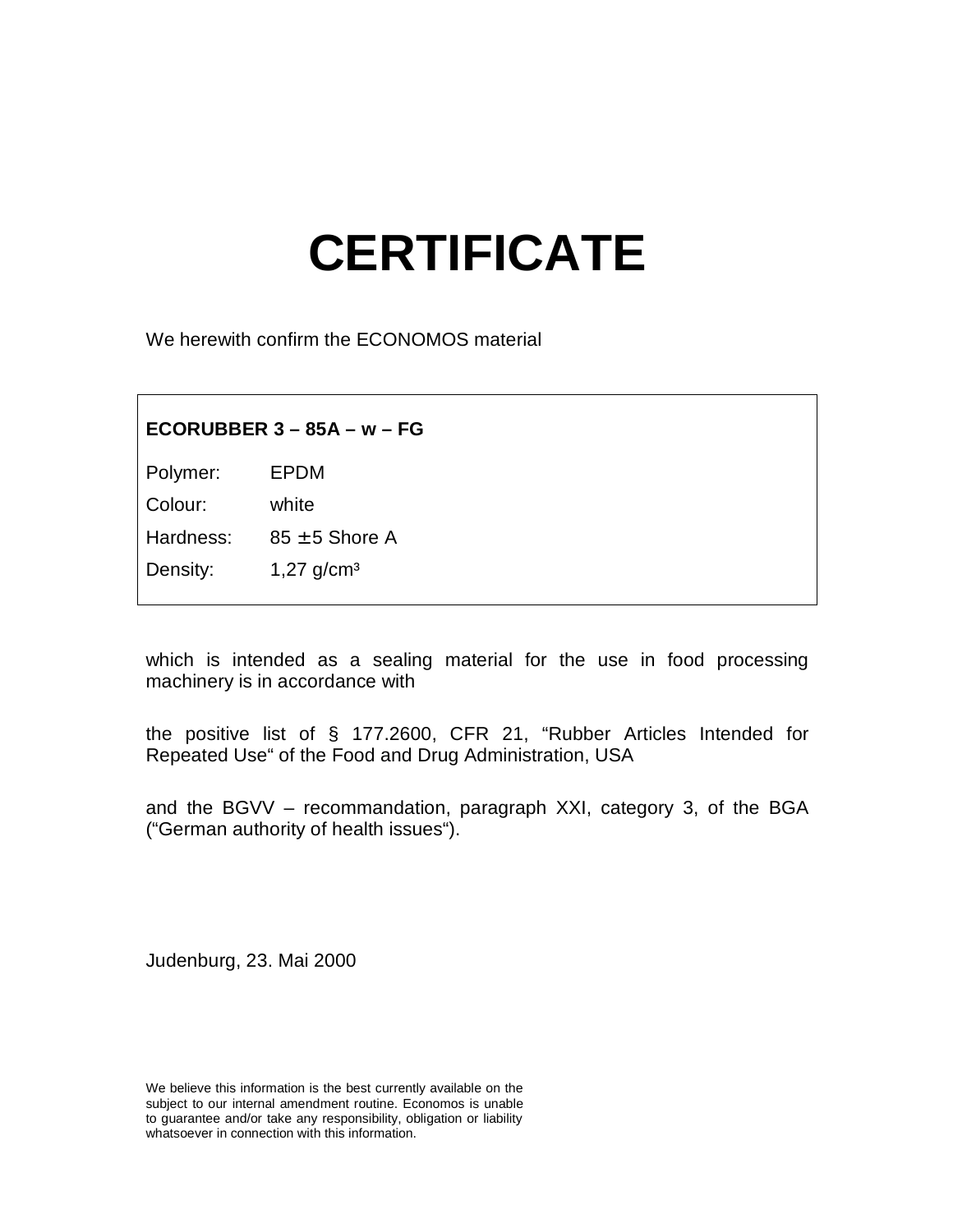# CERTIFICATE

We herewith confirm the ECONOMOS material

**ECORUBBER 3 – 85A – w – FG**

| | |
|---|---|
| Polymer: | EPDM |
| Colour: | white |
| Hardness: | 85 ± 5 Shore A |
| Density: | 1,27 g/cm³ |

which is intended as a sealing material for the use in food processing machinery is in accordance with

the positive list of § 177.2600, CFR 21, "Rubber Articles Intended for Repeated Use" of the Food and Drug Administration, USA

and the BGVV – recommandation, paragraph XXI, category 3, of the BGA ("German authority of health issues").

Judenburg, 23. Mai 2000

We believe this information is the best currently available on the subject to our internal amendment routine. Economos is unable to guarantee and/or take any responsibility, obligation or liability whatsoever in connection with this information.